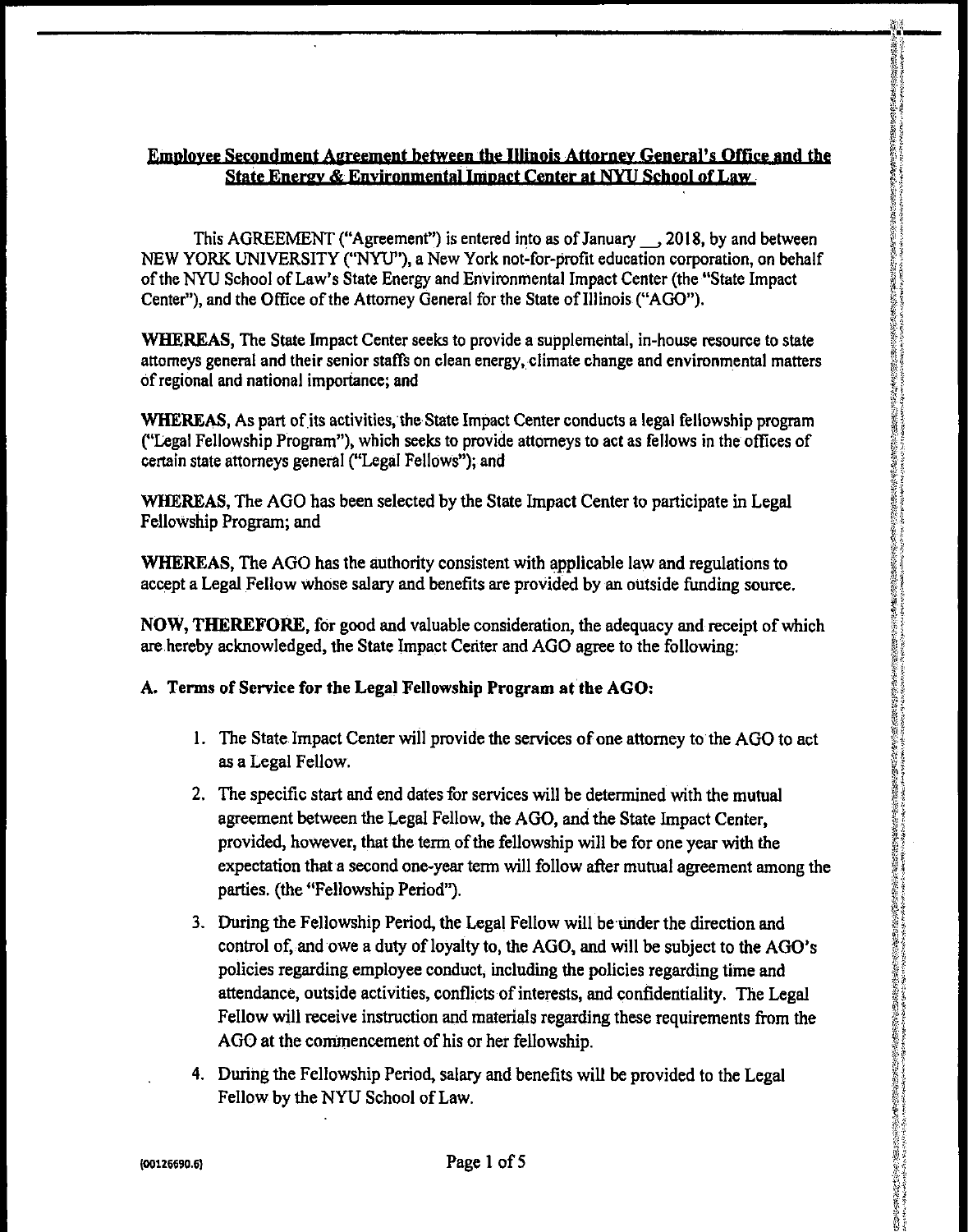# Employee Secondment Agreement between the Illinois Attorney General's Office and the State Energy & Environmental Impact Center at NYU School of Law

This AGREEMENT ("Agreement") is entered into as of January __, 2018, by and between NEW YORK UNIVERSITY ("NYU"), a New York not-for-profit education corporation, on behalf of the NYU School of Law's State Energy and Environmental Impact Center (the "State Impact Center"), and the Office of the Attorney General for the State of Illinois ("AGO").

**WHEREAS,** The State Impact Center seeks to provide a supplemental, in-house resource to state attorneys general and their senior staffs on clean energy, climate change and environmental matters of regional and national importance; and

**WHEREAS,** As part of its activities, the State Impact Center conducts a legal fellowship program ("Legal Fellowship Program"), which seeks to provide attorneys to act as fellows in the offices of certain state attorneys general ("Legal Fellows"); and

**WHEREAS,** The AGO has been selected by the State Impact Center to participate in Legal Fellowship Program; and

**WHEREAS,** The AGO has the authority consistent with applicable law and regulations to accept a Legal Fellow whose salary and benefits are provided by an outside funding source.

**NOW, THEREFORE,** for good and valuable consideration, the adequacy and receipt of which are hereby acknowledged, the State Impact Center and AGO agree to the following:

**A. Terms of Service for the Legal Fellowship Program at the AGO:**

1. The State Impact Center will provide the services of one attorney to the AGO to act as a Legal Fellow.
2. The specific start and end dates for services will be determined with the mutual agreement between the Legal Fellow, the AGO, and the State Impact Center, provided, however, that the term of the fellowship will be for one year with the expectation that a second one-year term will follow after mutual agreement among the parties. (the "Fellowship Period").
3. During the Fellowship Period, the Legal Fellow will be under the direction and control of, and owe a duty of loyalty to, the AGO, and will be subject to the AGO's policies regarding employee conduct, including the policies regarding time and attendance, outside activities, conflicts of interests, and confidentiality. The Legal Fellow will receive instruction and materials regarding these requirements from the AGO at the commencement of his or her fellowship.
4. During the Fellowship Period, salary and benefits will be provided to the Legal Fellow by the NYU School of Law.

{00126690.6}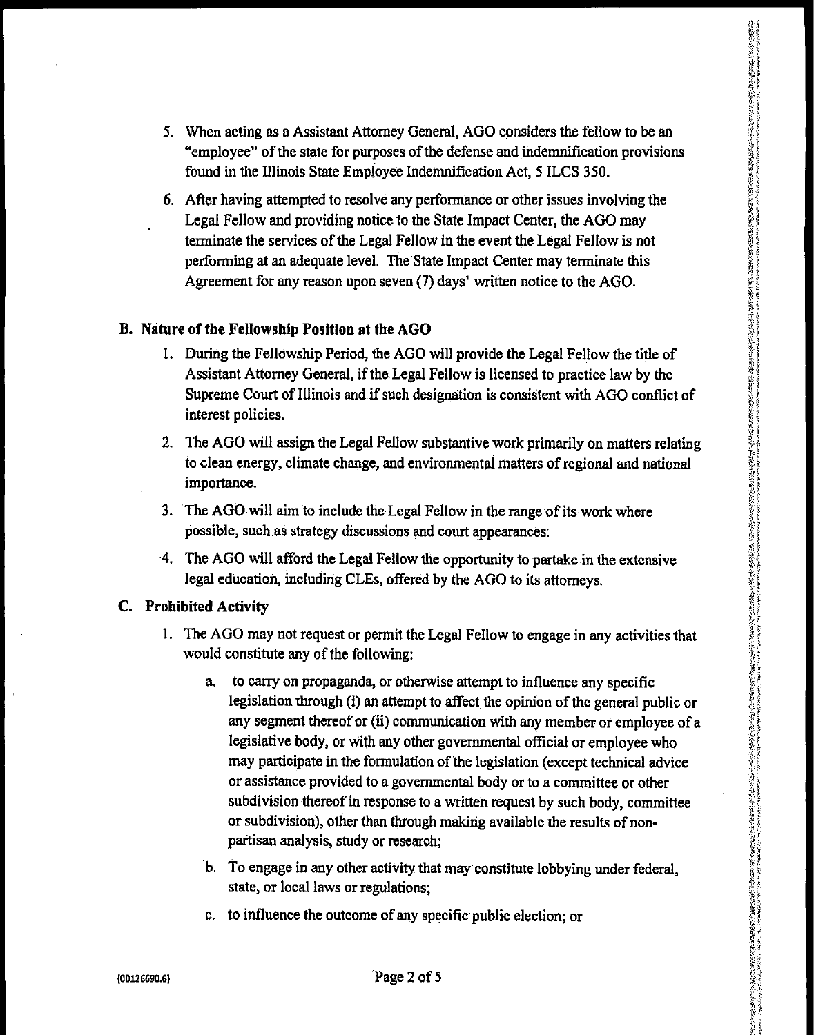5. When acting as a Assistant Attorney General, AGO considers the fellow to be an "employee" of the state for purposes of the defense and indemnification provisions found in the Illinois State Employee Indemnification Act, 5 ILCS 350.

6. After having attempted to resolve any performance or other issues involving the Legal Fellow and providing notice to the State Impact Center, the AGO may terminate the services of the Legal Fellow in the event the Legal Fellow is not performing at an adequate level. The State Impact Center may terminate this Agreement for any reason upon seven (7) days' written notice to the AGO.

## B. Nature of the Fellowship Position at the AGO

1. During the Fellowship Period, the AGO will provide the Legal Fellow the title of Assistant Attorney General, if the Legal Fellow is licensed to practice law by the Supreme Court of Illinois and if such designation is consistent with AGO conflict of interest policies.

2. The AGO will assign the Legal Fellow substantive work primarily on matters relating to clean energy, climate change, and environmental matters of regional and national importance.

3. The AGO will aim to include the Legal Fellow in the range of its work where possible, such as strategy discussions and court appearances.

4. The AGO will afford the Legal Fellow the opportunity to partake in the extensive legal education, including CLEs, offered by the AGO to its attorneys.

## C. Prohibited Activity

1. The AGO may not request or permit the Legal Fellow to engage in any activities that would constitute any of the following:

   a. to carry on propaganda, or otherwise attempt to influence any specific legislation through (i) an attempt to affect the opinion of the general public or any segment thereof or (ii) communication with any member or employee of a legislative body, or with any other governmental official or employee who may participate in the formulation of the legislation (except technical advice or assistance provided to a governmental body or to a committee or other subdivision thereof in response to a written request by such body, committee or subdivision), other than through making available the results of non-partisan analysis, study or research;

   b. To engage in any other activity that may constitute lobbying under federal, state, or local laws or regulations;

   c. to influence the outcome of any specific public election; or

{00126690.6}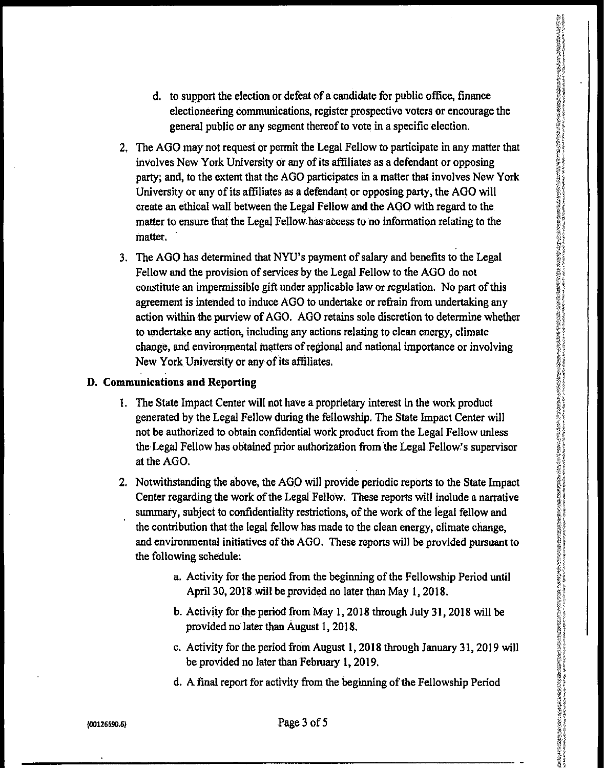d. to support the election or defeat of a candidate for public office, finance electioneering communications, register prospective voters or encourage the general public or any segment thereof to vote in a specific election.

2. The AGO may not request or permit the Legal Fellow to participate in any matter that involves New York University or any of its affiliates as a defendant or opposing party; and, to the extent that the AGO participates in a matter that involves New York University or any of its affiliates as a defendant or opposing party, the AGO will create an ethical wall between the Legal Fellow and the AGO with regard to the matter to ensure that the Legal Fellow has access to no information relating to the matter.

3. The AGO has determined that NYU's payment of salary and benefits to the Legal Fellow and the provision of services by the Legal Fellow to the AGO do not constitute an impermissible gift under applicable law or regulation. No part of this agreement is intended to induce AGO to undertake or refrain from undertaking any action within the purview of AGO. AGO retains sole discretion to determine whether to undertake any action, including any actions relating to clean energy, climate change, and environmental matters of regional and national importance or involving New York University or any of its affiliates.

**D. Communications and Reporting**

1. The State Impact Center will not have a proprietary interest in the work product generated by the Legal Fellow during the fellowship. The State Impact Center will not be authorized to obtain confidential work product from the Legal Fellow unless the Legal Fellow has obtained prior authorization from the Legal Fellow's supervisor at the AGO.

2. Notwithstanding the above, the AGO will provide periodic reports to the State Impact Center regarding the work of the Legal Fellow. These reports will include a narrative summary, subject to confidentiality restrictions, of the work of the legal fellow and the contribution that the legal fellow has made to the clean energy, climate change, and environmental initiatives of the AGO. These reports will be provided pursuant to the following schedule:

    a. Activity for the period from the beginning of the Fellowship Period until April 30, 2018 will be provided no later than May 1, 2018.

    b. Activity for the period from May 1, 2018 through July 31, 2018 will be provided no later than August 1, 2018.

    c. Activity for the period from August 1, 2018 through January 31, 2019 will be provided no later than February 1, 2019.

    d. A final report for activity from the beginning of the Fellowship Period

{00126690.6}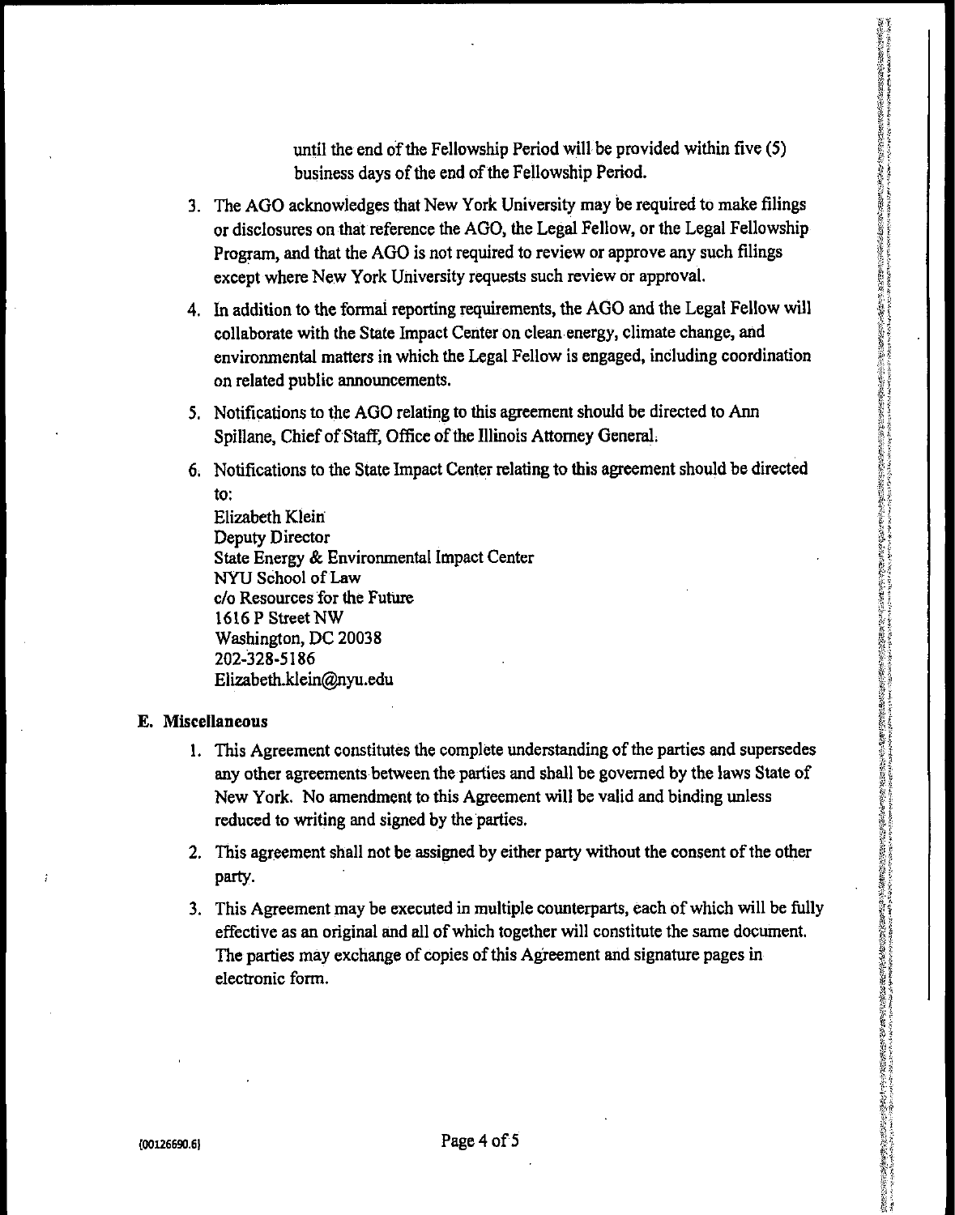until the end of the Fellowship Period will be provided within five (5) business days of the end of the Fellowship Period.

3. The AGO acknowledges that New York University may be required to make filings or disclosures on that reference the AGO, the Legal Fellow, or the Legal Fellowship Program, and that the AGO is not required to review or approve any such filings except where New York University requests such review or approval.

4. In addition to the formal reporting requirements, the AGO and the Legal Fellow will collaborate with the State Impact Center on clean energy, climate change, and environmental matters in which the Legal Fellow is engaged, including coordination on related public announcements.

5. Notifications to the AGO relating to this agreement should be directed to Ann Spillane, Chief of Staff, Office of the Illinois Attorney General.

6. Notifications to the State Impact Center relating to this agreement should be directed to:
   Elizabeth Klein
   Deputy Director
   State Energy & Environmental Impact Center
   NYU School of Law
   c/o Resources for the Future
   1616 P Street NW
   Washington, DC 20038
   202-328-5186
   Elizabeth.klein@nyu.edu

**E. Miscellaneous**

1. This Agreement constitutes the complete understanding of the parties and supersedes any other agreements between the parties and shall be governed by the laws State of New York. No amendment to this Agreement will be valid and binding unless reduced to writing and signed by the parties.

2. This agreement shall not be assigned by either party without the consent of the other party.

3. This Agreement may be executed in multiple counterparts, each of which will be fully effective as an original and all of which together will constitute the same document. The parties may exchange of copies of this Agreement and signature pages in electronic form.

{00126690.6}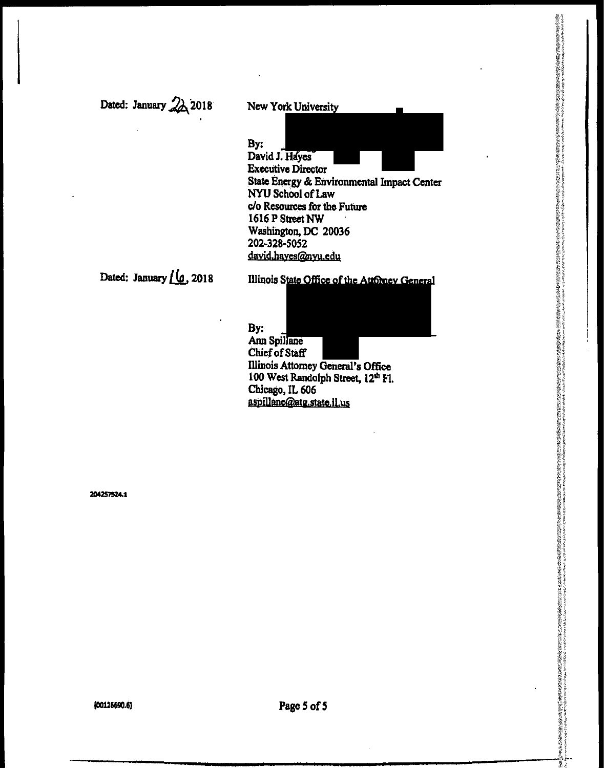Dated: January 22, 2018

New York University

By: \_\_\_\_\_\_\_\_\_\_\_\_\_\_\_\_\_\_\_\_
David J. Hayes
Executive Director
State Energy & Environmental Impact Center
NYU School of Law
c/o Resources for the Future
1616 P Street NW
Washington, DC 20036
202-328-5052
david.hayes@nyu.edu

Dated: January 16, 2018

Illinois State Office of the Attorney General

By: \_\_\_\_\_\_\_\_\_\_\_\_\_\_\_\_\_\_\_\_
Ann Spillane
Chief of Staff
Illinois Attorney General's Office
100 West Randolph Street, 12th Fl.
Chicago, IL 606
aspillane@atg.state.il.us

204257524.1

{00126690.6}